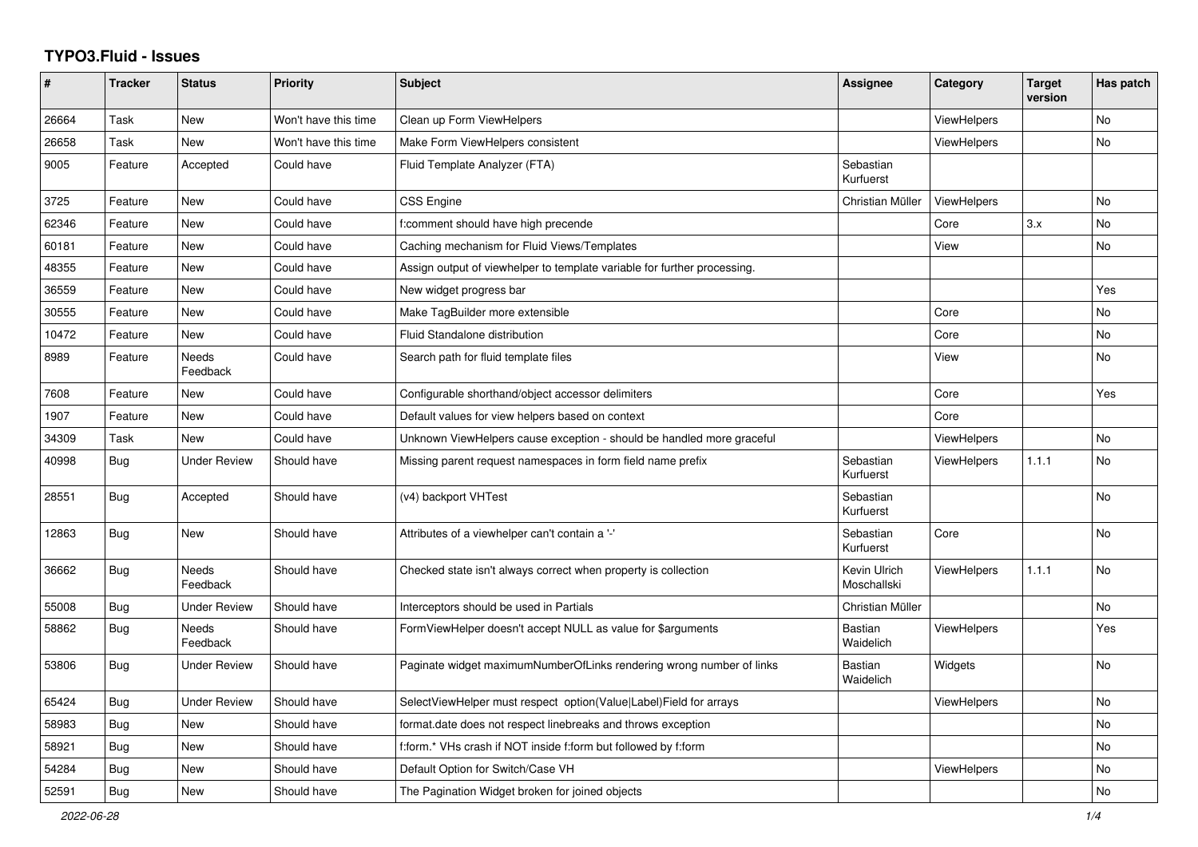# TYPO3.Fluid - Issues

| # | Tracker | Status | Priority | Subject | Assignee | Category | Target version | Has patch |
|---|---|---|---|---|---|---|---|---|
| 26664 | Task | New | Won't have this time | Clean up Form ViewHelpers | | ViewHelpers | | No |
| 26658 | Task | New | Won't have this time | Make Form ViewHelpers consistent | | ViewHelpers | | No |
| 9005 | Feature | Accepted | Could have | Fluid Template Analyzer (FTA) | Sebastian Kurfuerst | | | |
| 3725 | Feature | New | Could have | CSS Engine | Christian Müller | ViewHelpers | | No |
| 62346 | Feature | New | Could have | f:comment should have high precende | | Core | 3.x | No |
| 60181 | Feature | New | Could have | Caching mechanism for Fluid Views/Templates | | View | | No |
| 48355 | Feature | New | Could have | Assign output of viewhelper to template variable for further processing. | | | | |
| 36559 | Feature | New | Could have | New widget progress bar | | | | Yes |
| 30555 | Feature | New | Could have | Make TagBuilder more extensible | | Core | | No |
| 10472 | Feature | New | Could have | Fluid Standalone distribution | | Core | | No |
| 8989 | Feature | Needs Feedback | Could have | Search path for fluid template files | | View | | No |
| 7608 | Feature | New | Could have | Configurable shorthand/object accessor delimiters | | Core | | Yes |
| 1907 | Feature | New | Could have | Default values for view helpers based on context | | Core | | |
| 34309 | Task | New | Could have | Unknown ViewHelpers cause exception - should be handled more graceful | | ViewHelpers | | No |
| 40998 | Bug | Under Review | Should have | Missing parent request namespaces in form field name prefix | Sebastian Kurfuerst | ViewHelpers | 1.1.1 | No |
| 28551 | Bug | Accepted | Should have | (v4) backport VHTest | Sebastian Kurfuerst | | | No |
| 12863 | Bug | New | Should have | Attributes of a viewhelper can't contain a '-' | Sebastian Kurfuerst | Core | | No |
| 36662 | Bug | Needs Feedback | Should have | Checked state isn't always correct when property is collection | Kevin Ulrich Moschallski | ViewHelpers | 1.1.1 | No |
| 55008 | Bug | Under Review | Should have | Interceptors should be used in Partials | Christian Müller | | | No |
| 58862 | Bug | Needs Feedback | Should have | FormViewHelper doesn't accept NULL as value for $arguments | Bastian Waidelich | ViewHelpers | | Yes |
| 53806 | Bug | Under Review | Should have | Paginate widget maximumNumberOfLinks rendering wrong number of links | Bastian Waidelich | Widgets | | No |
| 65424 | Bug | Under Review | Should have | SelectViewHelper must respect option(Value\|Label)Field for arrays | | ViewHelpers | | No |
| 58983 | Bug | New | Should have | format.date does not respect linebreaks and throws exception | | | | No |
| 58921 | Bug | New | Should have | f:form.* VHs crash if NOT inside f:form but followed by f:form | | | | No |
| 54284 | Bug | New | Should have | Default Option for Switch/Case VH | | ViewHelpers | | No |
| 52591 | Bug | New | Should have | The Pagination Widget broken for joined objects | | | | No |

*2022-06-28*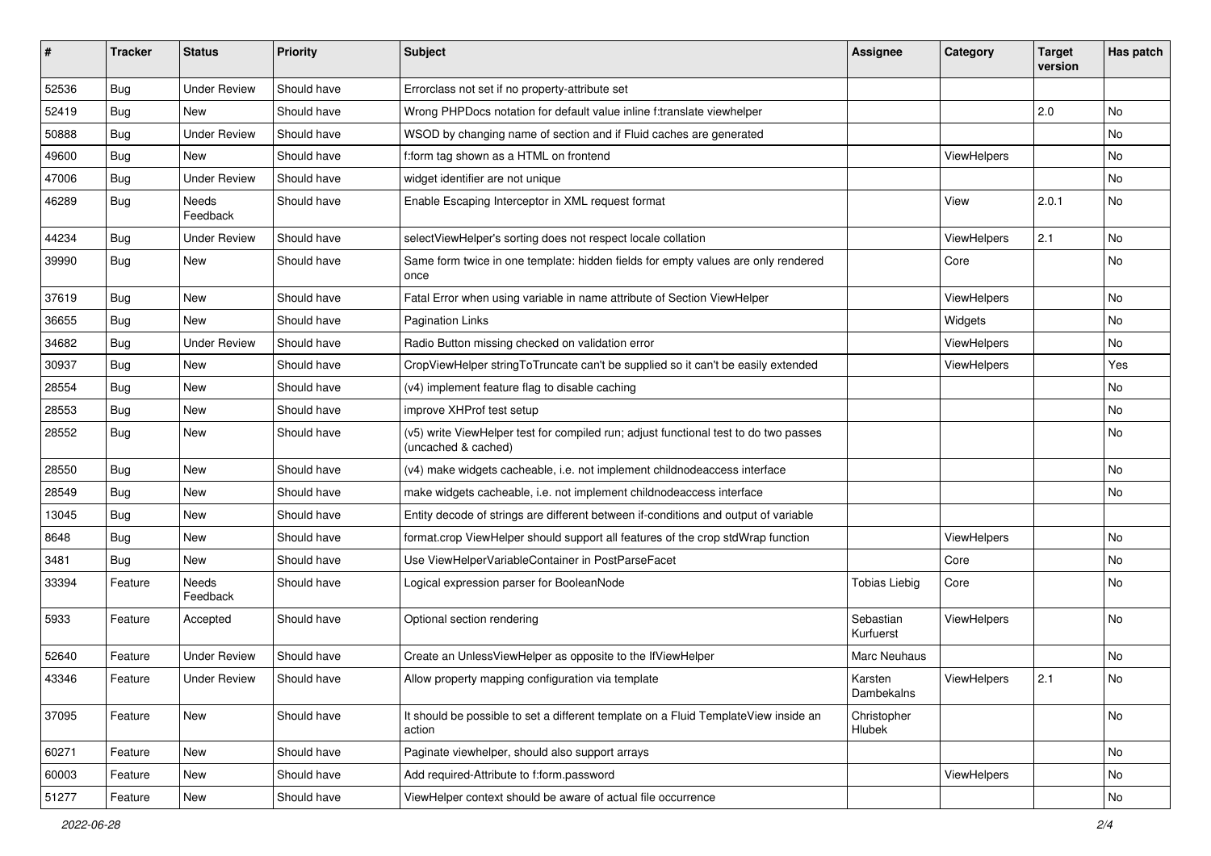| # | Tracker | Status | Priority | Subject | Assignee | Category | Target version | Has patch |
|---|---|---|---|---|---|---|---|---|
| 52536 | Bug | Under Review | Should have | Errorclass not set if no property-attribute set | | | | |
| 52419 | Bug | New | Should have | Wrong PHPDocs notation for default value inline f:translate viewhelper | | | 2.0 | No |
| 50888 | Bug | Under Review | Should have | WSOD by changing name of section and if Fluid caches are generated | | | | No |
| 49600 | Bug | New | Should have | f:form tag shown as a HTML on frontend | | ViewHelpers | | No |
| 47006 | Bug | Under Review | Should have | widget identifier are not unique | | | | No |
| 46289 | Bug | Needs Feedback | Should have | Enable Escaping Interceptor in XML request format | | View | 2.0.1 | No |
| 44234 | Bug | Under Review | Should have | selectViewHelper's sorting does not respect locale collation | | ViewHelpers | 2.1 | No |
| 39990 | Bug | New | Should have | Same form twice in one template: hidden fields for empty values are only rendered once | | Core | | No |
| 37619 | Bug | New | Should have | Fatal Error when using variable in name attribute of Section ViewHelper | | ViewHelpers | | No |
| 36655 | Bug | New | Should have | Pagination Links | | Widgets | | No |
| 34682 | Bug | Under Review | Should have | Radio Button missing checked on validation error | | ViewHelpers | | No |
| 30937 | Bug | New | Should have | CropViewHelper stringToTruncate can't be supplied so it can't be easily extended | | ViewHelpers | | Yes |
| 28554 | Bug | New | Should have | (v4) implement feature flag to disable caching | | | | No |
| 28553 | Bug | New | Should have | improve XHProf test setup | | | | No |
| 28552 | Bug | New | Should have | (v5) write ViewHelper test for compiled run; adjust functional test to do two passes (uncached & cached) | | | | No |
| 28550 | Bug | New | Should have | (v4) make widgets cacheable, i.e. not implement childnodeaccess interface | | | | No |
| 28549 | Bug | New | Should have | make widgets cacheable, i.e. not implement childnodeaccess interface | | | | No |
| 13045 | Bug | New | Should have | Entity decode of strings are different between if-conditions and output of variable | | | | |
| 8648 | Bug | New | Should have | format.crop ViewHelper should support all features of the crop stdWrap function | | ViewHelpers | | No |
| 3481 | Bug | New | Should have | Use ViewHelperVariableContainer in PostParseFacet | | Core | | No |
| 33394 | Feature | Needs Feedback | Should have | Logical expression parser for BooleanNode | Tobias Liebig | Core | | No |
| 5933 | Feature | Accepted | Should have | Optional section rendering | Sebastian Kurfuerst | ViewHelpers | | No |
| 52640 | Feature | Under Review | Should have | Create an UnlessViewHelper as opposite to the IfViewHelper | Marc Neuhaus | | | No |
| 43346 | Feature | Under Review | Should have | Allow property mapping configuration via template | Karsten Dambekalns | ViewHelpers | 2.1 | No |
| 37095 | Feature | New | Should have | It should be possible to set a different template on a Fluid TemplateView inside an action | Christopher Hlubek | | | No |
| 60271 | Feature | New | Should have | Paginate viewhelper, should also support arrays | | | | No |
| 60003 | Feature | New | Should have | Add required-Attribute to f:form.password | | ViewHelpers | | No |
| 51277 | Feature | New | Should have | ViewHelper context should be aware of actual file occurrence | | | | No |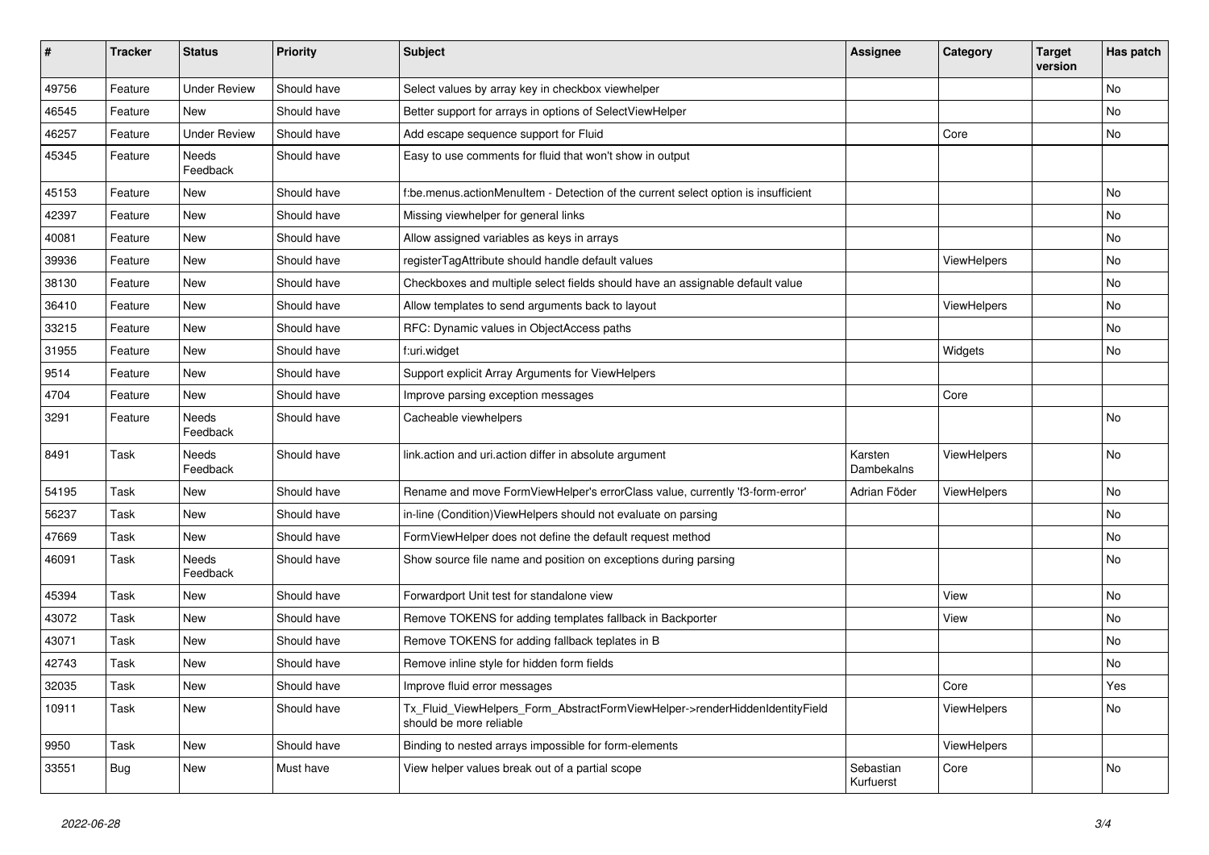| # | Tracker | Status | Priority | Subject | Assignee | Category | Target version | Has patch |
|---|---|---|---|---|---|---|---|---|
| 49756 | Feature | Under Review | Should have | Select values by array key in checkbox viewhelper | | | | No |
| 46545 | Feature | New | Should have | Better support for arrays in options of SelectViewHelper | | | | No |
| 46257 | Feature | Under Review | Should have | Add escape sequence support for Fluid | | Core | | No |
| 45345 | Feature | Needs Feedback | Should have | Easy to use comments for fluid that won't show in output | | | | |
| 45153 | Feature | New | Should have | f:be.menus.actionMenuItem - Detection of the current select option is insufficient | | | | No |
| 42397 | Feature | New | Should have | Missing viewhelper for general links | | | | No |
| 40081 | Feature | New | Should have | Allow assigned variables as keys in arrays | | | | No |
| 39936 | Feature | New | Should have | registerTagAttribute should handle default values | | ViewHelpers | | No |
| 38130 | Feature | New | Should have | Checkboxes and multiple select fields should have an assignable default value | | | | No |
| 36410 | Feature | New | Should have | Allow templates to send arguments back to layout | | ViewHelpers | | No |
| 33215 | Feature | New | Should have | RFC: Dynamic values in ObjectAccess paths | | | | No |
| 31955 | Feature | New | Should have | f:uri.widget | | Widgets | | No |
| 9514 | Feature | New | Should have | Support explicit Array Arguments for ViewHelpers | | | | |
| 4704 | Feature | New | Should have | Improve parsing exception messages | | Core | | |
| 3291 | Feature | Needs Feedback | Should have | Cacheable viewhelpers | | | | No |
| 8491 | Task | Needs Feedback | Should have | link.action and uri.action differ in absolute argument | Karsten Dambekalns | ViewHelpers | | No |
| 54195 | Task | New | Should have | Rename and move FormViewHelper's errorClass value, currently 'f3-form-error' | Adrian Föder | ViewHelpers | | No |
| 56237 | Task | New | Should have | in-line (Condition)ViewHelpers should not evaluate on parsing | | | | No |
| 47669 | Task | New | Should have | FormViewHelper does not define the default request method | | | | No |
| 46091 | Task | Needs Feedback | Should have | Show source file name and position on exceptions during parsing | | | | No |
| 45394 | Task | New | Should have | Forwardport Unit test for standalone view | | View | | No |
| 43072 | Task | New | Should have | Remove TOKENS for adding templates fallback in Backporter | | View | | No |
| 43071 | Task | New | Should have | Remove TOKENS for adding fallback teplates in B | | | | No |
| 42743 | Task | New | Should have | Remove inline style for hidden form fields | | | | No |
| 32035 | Task | New | Should have | Improve fluid error messages | | Core | | Yes |
| 10911 | Task | New | Should have | Tx_Fluid_ViewHelpers_Form_AbstractFormViewHelper->renderHiddenIdentityField should be more reliable | | ViewHelpers | | No |
| 9950 | Task | New | Should have | Binding to nested arrays impossible for form-elements | | ViewHelpers | | |
| 33551 | Bug | New | Must have | View helper values break out of a partial scope | Sebastian Kurfuerst | Core | | No |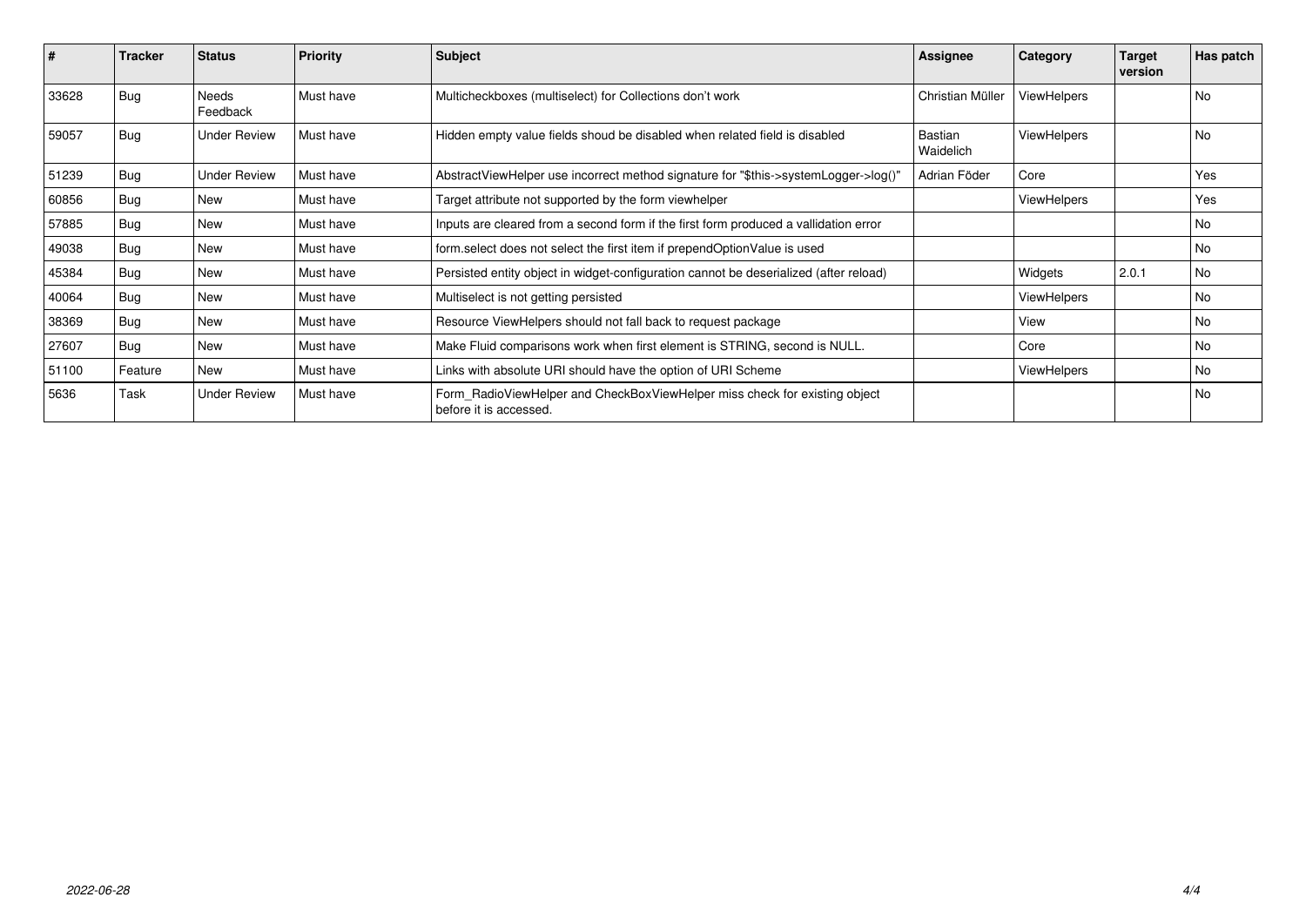| # | Tracker | Status | Priority | Subject | Assignee | Category | Target version | Has patch |
|---|---|---|---|---|---|---|---|---|
| 33628 | Bug | Needs Feedback | Must have | Multicheckboxes (multiselect) for Collections don't work | Christian Müller | ViewHelpers | | No |
| 59057 | Bug | Under Review | Must have | Hidden empty value fields shoud be disabled when related field is disabled | Bastian Waidelich | ViewHelpers | | No |
| 51239 | Bug | Under Review | Must have | AbstractViewHelper use incorrect method signature for "$this->systemLogger->log()" | Adrian Föder | Core | | Yes |
| 60856 | Bug | New | Must have | Target attribute not supported by the form viewhelper | | ViewHelpers | | Yes |
| 57885 | Bug | New | Must have | Inputs are cleared from a second form if the first form produced a vallidation error | | | | No |
| 49038 | Bug | New | Must have | form.select does not select the first item if prependOptionValue is used | | | | No |
| 45384 | Bug | New | Must have | Persisted entity object in widget-configuration cannot be deserialized (after reload) | | Widgets | 2.0.1 | No |
| 40064 | Bug | New | Must have | Multiselect is not getting persisted | | ViewHelpers | | No |
| 38369 | Bug | New | Must have | Resource ViewHelpers should not fall back to request package | | View | | No |
| 27607 | Bug | New | Must have | Make Fluid comparisons work when first element is STRING, second is NULL. | | Core | | No |
| 51100 | Feature | New | Must have | Links with absolute URI should have the option of URI Scheme | | ViewHelpers | | No |
| 5636 | Task | Under Review | Must have | Form_RadioViewHelper and CheckBoxViewHelper miss check for existing object before it is accessed. | | | | No |